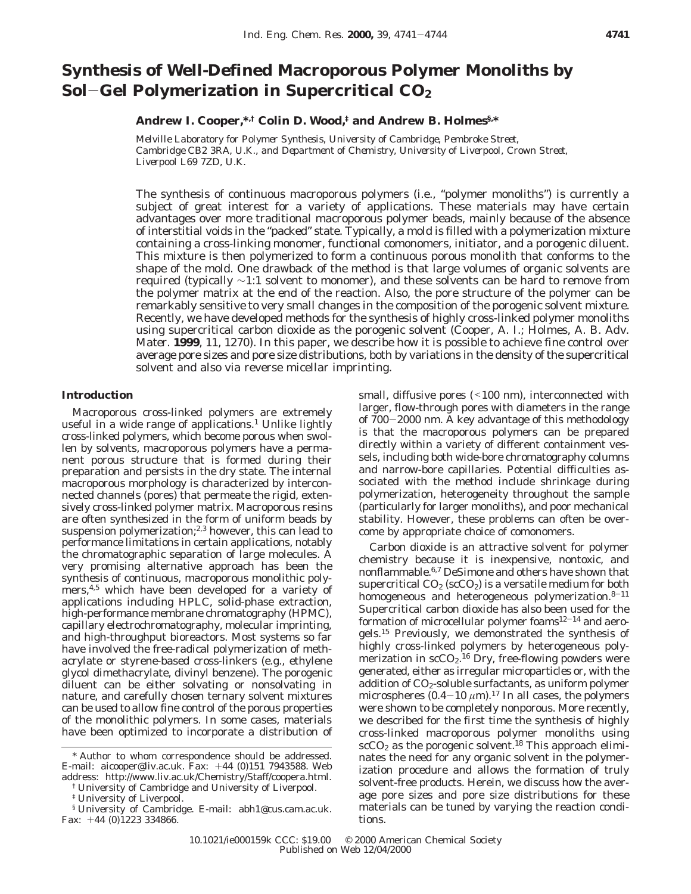# Synthesis of Well-Defined Macroporous Polymer Monoliths by Sol–Gel Polymerization in Supercritical $CO_2$

**Andrew I. Cooper,\*[,†] Colin D. Wood,[‡] and Andrew B. Holmes[§,]\***

*Melville Laboratory for Polymer Synthesis, University of Cambridge, Pembroke Street, Cambridge CB2 3RA, U.K., and Department of Chemistry, University of Liverpool, Crown Street, Liverpool L69 7ZD, U.K.*

The synthesis of continuous macroporous polymers (i.e., "polymer monoliths") is currently a subject of great interest for a variety of applications. These materials may have certain advantages over more traditional macroporous polymer beads, mainly because of the absence of interstitial voids in the "packed" state. Typically, a mold is filled with a polymerization mixture containing a cross-linking monomer, functional comonomers, initiator, and a porogenic diluent. This mixture is then polymerized to form a continuous porous monolith that conforms to the shape of the mold. One drawback of the method is that large volumes of organic solvents are required (typically ~1:1 solvent to monomer), and these solvents can be hard to remove from the polymer matrix at the end of the reaction. Also, the pore structure of the polymer can be remarkably sensitive to very small changes in the composition of the porogenic solvent mixture. Recently, we have developed methods for the synthesis of highly cross-linked polymer monoliths using supercritical carbon dioxide as the porogenic solvent (Cooper, A. I.; Holmes, A. B. *Adv. Mater.* **1999**, *11*, 1270). In this paper, we describe how it is possible to achieve fine control over average pore sizes and pore size distributions, both by variations in the density of the supercritical solvent and also via reverse micellar imprinting.

## Introduction

Macroporous cross-linked polymers are extremely useful in a wide range of applications.[1] Unlike lightly cross-linked polymers, which become porous when swollen by solvents, macroporous polymers have a permanent porous structure that is formed during their preparation and persists in the dry state. The internal macroporous morphology is characterized by interconnected channels (pores) that permeate the rigid, extensively cross-linked polymer matrix. Macroporous resins are often synthesized in the form of uniform beads by suspension polymerization;[2,3] however, this can lead to performance limitations in certain applications, notably the chromatographic separation of large molecules. A very promising alternative approach has been the synthesis of continuous, macroporous monolithic polymers,[4,5] which have been developed for a variety of applications including HPLC, solid-phase extraction, high-performance membrane chromatography (HPMC), capillary electrochromatography, molecular imprinting, and high-throughput bioreactors. Most systems so far have involved the free-radical polymerization of methacrylate or styrene-based cross-linkers (e.g., ethylene glycol dimethacrylate, divinyl benzene). The porogenic diluent can be either solvating or nonsolvating in nature, and carefully chosen ternary solvent mixtures can be used to allow fine control of the porous properties of the monolithic polymers. In some cases, materials have been optimized to incorporate a distribution of small, diffusive pores (<100 nm), interconnected with larger, flow-through pores with diameters in the range of 700–2000 nm. A key advantage of this methodology is that the macroporous polymers can be prepared directly within a variety of different containment vessels, including both wide-bore chromatography columns and narrow-bore capillaries. Potential difficulties associated with the method include shrinkage during polymerization, heterogeneity throughout the sample (particularly for larger monoliths), and poor mechanical stability. However, these problems can often be overcome by appropriate choice of comonomers.

Carbon dioxide is an attractive solvent for polymer chemistry because it is inexpensive, nontoxic, and nonflammable.[6,7] DeSimone and others have shown that supercritical $CO_2$ ($scCO_2$) is a versatile medium for both homogeneous and heterogeneous polymerization.[8–11] Supercritical carbon dioxide has also been used for the formation of microcellular polymer foams[12–14] and aerogels.[15] Previously, we demonstrated the synthesis of highly cross-linked polymers by heterogeneous polymerization in $scCO_2$.[16] Dry, free-flowing powders were generated, either as irregular microparticles or, with the addition of $CO_2$-soluble surfactants, as uniform polymer microspheres (0.4–10 $\mu$m).[17] In all cases, the polymers were shown to be completely nonporous. More recently, we described for the first time the synthesis of highly cross-linked macroporous polymer monoliths using $scCO_2$ as the porogenic solvent.[18] This approach eliminates the need for any organic solvent in the polymerization procedure and allows the formation of truly solvent-free products. Herein, we discuss how the average pore sizes and pore size distributions for these materials can be tuned by varying the reaction conditions.

---

\* Author to whom correspondence should be addressed. E-mail: aicooper@liv.ac.uk. Fax: +44 (0)151 7943588. Web address: http://www.liv.ac.uk/Chemistry/Staff/coopera.html.

† University of Cambridge and University of Liverpool.

‡ University of Liverpool.

§ University of Cambridge. E-mail: abh1@cus.cam.ac.uk. Fax: +44 (0)1223 334866.

10.1021/ie000159k CCC: $19.00 © 2000 American Chemical Society
Published on Web 12/04/2000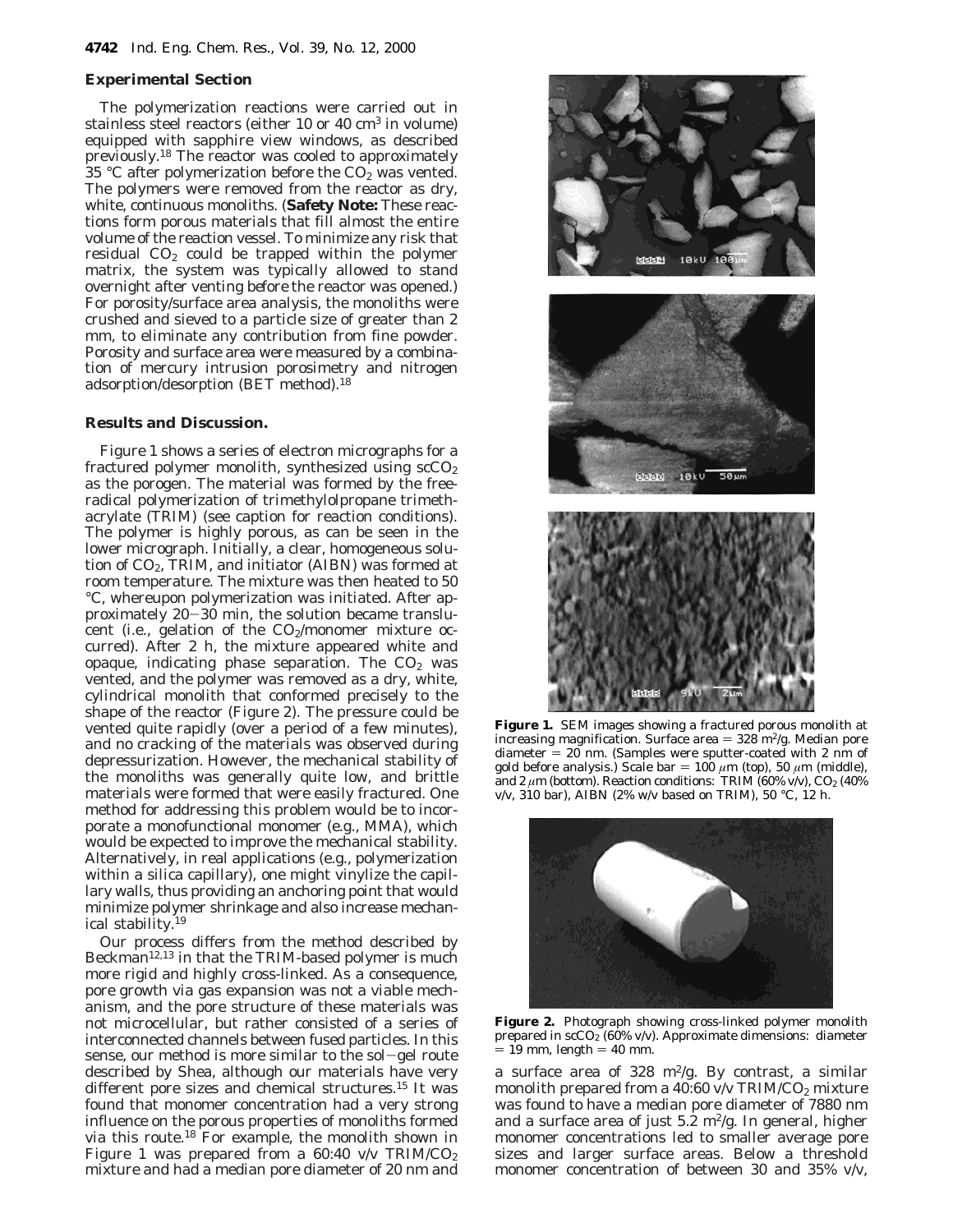## Experimental Section

The polymerization reactions were carried out in stainless steel reactors (either 10 or 40 $cm^3$ in volume) equipped with sapphire view windows, as described previously.[18] The reactor was cooled to approximately 35 °C after polymerization before the $CO_2$ was vented. The polymers were removed from the reactor as dry, white, continuous monoliths. (**Safety Note:** These reactions form porous materials that fill almost the entire volume of the reaction vessel. To minimize any risk that residual $CO_2$ could be trapped within the polymer matrix, the system was typically allowed to stand overnight after venting before the reactor was opened.) For porosity/surface area analysis, the monoliths were crushed and sieved to a particle size of greater than 2 mm, to eliminate any contribution from fine powder. Porosity and surface area were measured by a combination of mercury intrusion porosimetry and nitrogen adsorption/desorption (BET method).[18]

## Results and Discussion.

Figure 1 shows a series of electron micrographs for a fractured polymer monolith, synthesized using $scCO_2$ as the porogen. The material was formed by the free-radical polymerization of trimethylolpropane trimethacrylate (TRIM) (see caption for reaction conditions). The polymer is highly porous, as can be seen in the lower micrograph. Initially, a clear, homogeneous solution of $CO_2$, TRIM, and initiator (AIBN) was formed at room temperature. The mixture was then heated to 50 °C, whereupon polymerization was initiated. After approximately 20–30 min, the solution became translucent (i.e., gelation of the $CO_2$/monomer mixture occurred). After 2 h, the mixture appeared white and opaque, indicating phase separation. The $CO_2$ was vented, and the polymer was removed as a dry, white, cylindrical monolith that conformed precisely to the shape of the reactor (Figure 2). The pressure could be vented quite rapidly (over a period of a few minutes), and no cracking of the materials was observed during depressurization. However, the mechanical stability of the monoliths was generally quite low, and brittle materials were formed that were easily fractured. One method for addressing this problem would be to incorporate a monofunctional monomer (e.g., MMA), which would be expected to improve the mechanical stability. Alternatively, in real applications (e.g., polymerization within a silica capillary), one might vinylize the capillary walls, thus providing an anchoring point that would minimize polymer shrinkage and also increase mechanical stability.[19]

Our process differs from the method described by Beckman[12,13] in that the TRIM-based polymer is much more rigid and highly cross-linked. As a consequence, pore growth via gas expansion was not a viable mechanism, and the pore structure of these materials was not microcellular, but rather consisted of a series of interconnected channels between fused particles. In this sense, our method is more similar to the sol–gel route described by Shea, although our materials have very different pore sizes and chemical structures.[15] It was found that monomer concentration had a very strong influence on the porous properties of monoliths formed via this route.[18] For example, the monolith shown in Figure 1 was prepared from a 60:40 v/v TRIM/$CO_2$ mixture and had a median pore diameter of 20 nm and a surface area of 328 $m^2$/g. By contrast, a similar monolith prepared from a 40:60 v/v TRIM/$CO_2$ mixture was found to have a median pore diameter of 7880 nm and a surface area of just 5.2 $m^2$/g. In general, higher monomer concentrations led to smaller average pore sizes and larger surface areas. Below a threshold monomer concentration of between 30 and 35% v/v,

**Figure 1.** SEM images showing a fractured porous monolith at increasing magnification. Surface area = 328 $m^2$/g. Median pore diameter = 20 nm. (Samples were sputter-coated with 2 nm of gold before analysis.) Scale bar = 100 $\mu$m (top), 50 $\mu$m (middle), and 2 $\mu$m (bottom). Reaction conditions: TRIM (60% v/v), $CO_2$ (40% v/v, 310 bar), AIBN (2% w/v based on TRIM), 50 °C, 12 h.

**Figure 2.** Photograph showing cross-linked polymer monolith prepared in $scCO_2$ (60% v/v). Approximate dimensions: diameter = 19 mm, length = 40 mm.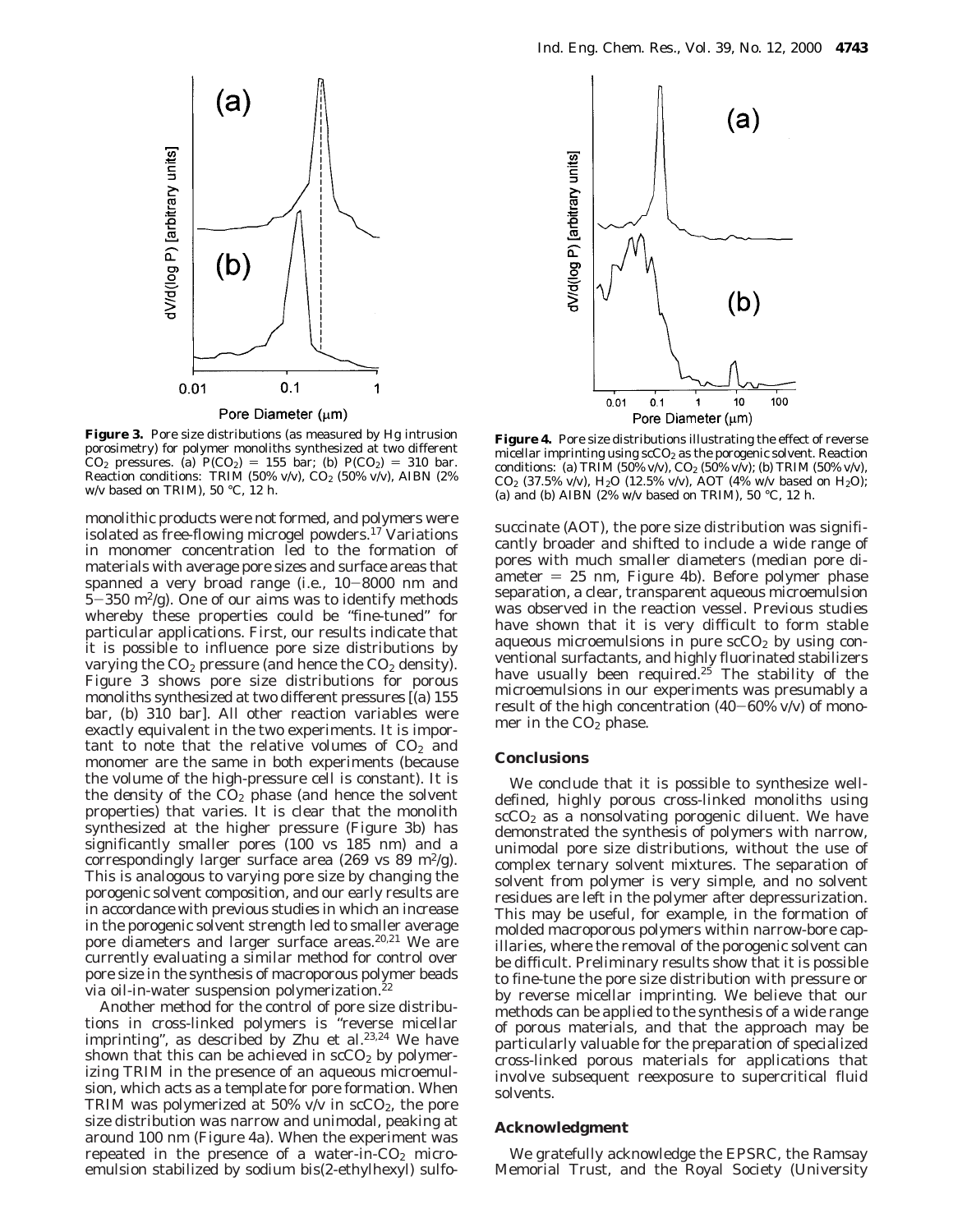**Figure 3.** Pore size distributions (as measured by Hg intrusion porosimetry) for polymer monoliths synthesized at two different $CO_2$ pressures. (a) $P(CO_2) = 155$ bar; (b) $P(CO_2) = 310$ bar. Reaction conditions: TRIM (50% v/v), $CO_2$ (50% v/v), AIBN (2% w/v based on TRIM), 50 °C, 12 h.

**Figure 4.** Pore size distributions illustrating the effect of reverse micellar imprinting using $scCO_2$ as the porogenic solvent. Reaction conditions: (a) TRIM (50% v/v), $CO_2$ (50% v/v); (b) TRIM (50% v/v), $CO_2$ (37.5% v/v), $H_2O$ (12.5% v/v), AOT (4% w/v based on $H_2O$); (a) and (b) AIBN (2% w/v based on TRIM), 50 °C, 12 h.

monolithic products were not formed, and polymers were isolated as free-flowing microgel powders.[17] Variations in monomer concentration led to the formation of materials with average pore sizes and surface areas that spanned a very broad range (i.e., 10–8000 nm and 5–350 $m^2$/g). One of our aims was to identify methods whereby these properties could be "fine-tuned" for particular applications. First, our results indicate that it is possible to influence pore size distributions by varying the $CO_2$ pressure (and hence the $CO_2$ density). Figure 3 shows pore size distributions for porous monoliths synthesized at two different pressures [(a) 155 bar, (b) 310 bar]. All other reaction variables were exactly equivalent in the two experiments. It is important to note that the relative volumes of $CO_2$ and monomer are the same in both experiments (because the volume of the high-pressure cell is constant). It is the density of the $CO_2$ phase (and hence the solvent properties) that varies. It is clear that the monolith synthesized at the higher pressure (Figure 3b) has significantly smaller pores (100 vs 185 nm) and a correspondingly larger surface area (269 vs 89 $m^2$/g). This is analogous to varying pore size by changing the porogenic solvent composition, and our early results are in accordance with previous studies in which an increase in the porogenic solvent strength led to smaller average pore diameters and larger surface areas.[20,21] We are currently evaluating a similar method for control over pore size in the synthesis of macroporous polymer beads via oil-in-water suspension polymerization.[22]

Another method for the control of pore size distributions in cross-linked polymers is "reverse micellar imprinting", as described by Zhu et al.[23,24] We have shown that this can be achieved in $scCO_2$ by polymerizing TRIM in the presence of an aqueous microemulsion, which acts as a template for pore formation. When TRIM was polymerized at 50% v/v in $scCO_2$, the pore size distribution was narrow and unimodal, peaking at around 100 nm (Figure 4a). When the experiment was repeated in the presence of a water-in-$CO_2$ microemulsion stabilized by sodium bis(2-ethylhexyl) sulfosuccinate (AOT), the pore size distribution was significantly broader and shifted to include a wide range of pores with much smaller diameters (median pore diameter = 25 nm, Figure 4b). Before polymer phase separation, a clear, transparent aqueous microemulsion was observed in the reaction vessel. Previous studies have shown that it is very difficult to form stable aqueous microemulsions in pure $scCO_2$ by using conventional surfactants, and highly fluorinated stabilizers have usually been required.[25] The stability of the microemulsions in our experiments was presumably a result of the high concentration (40–60% v/v) of monomer in the $CO_2$ phase.

## Conclusions

We conclude that it is possible to synthesize well-defined, highly porous cross-linked monoliths using $scCO_2$ as a nonsolvating porogenic diluent. We have demonstrated the synthesis of polymers with narrow, unimodal pore size distributions, without the use of complex ternary solvent mixtures. The separation of solvent from polymer is very simple, and no solvent residues are left in the polymer after depressurization. This may be useful, for example, in the formation of molded macroporous polymers within narrow-bore capillaries, where the removal of the porogenic solvent can be difficult. Preliminary results show that it is possible to fine-tune the pore size distribution with pressure or by reverse micellar imprinting. We believe that our methods can be applied to the synthesis of a wide range of porous materials, and that the approach may be particularly valuable for the preparation of specialized cross-linked porous materials for applications that involve subsequent reexposure to supercritical fluid solvents.

## Acknowledgment

We gratefully acknowledge the EPSRC, the Ramsay Memorial Trust, and the Royal Society (University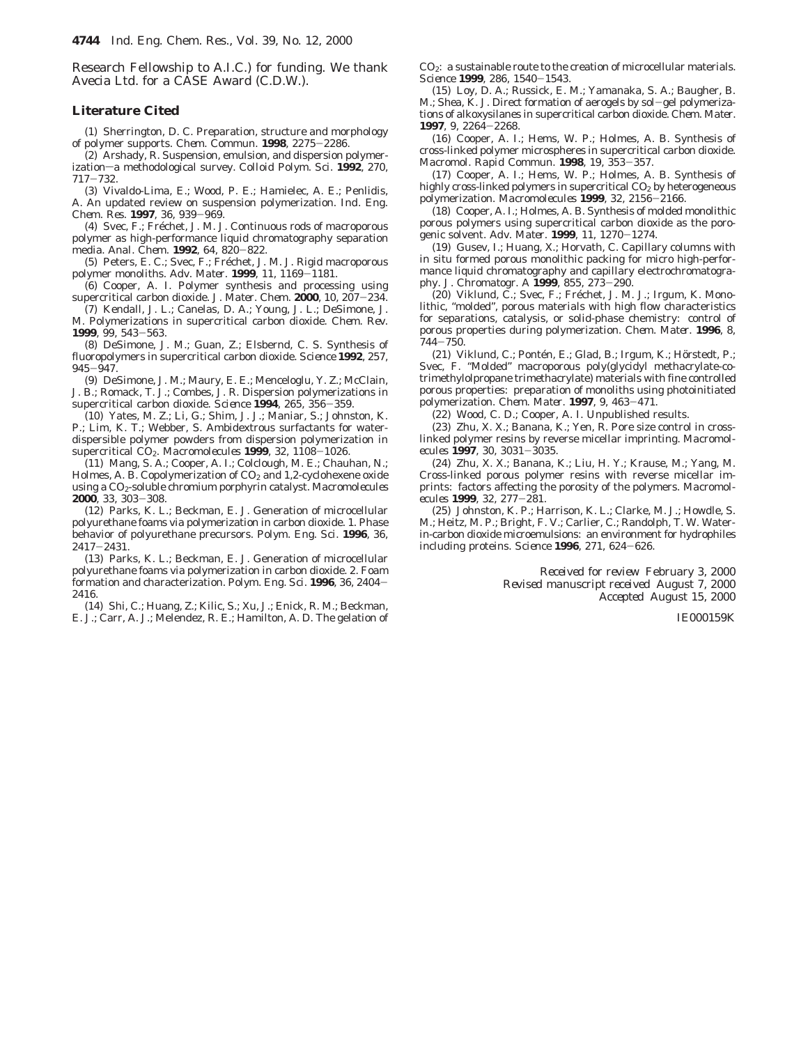Research Fellowship to A.I.C.) for funding. We thank Avecia Ltd. for a CASE Award (C.D.W.).

## Literature Cited

(1) Sherrington, D. C. Preparation, structure and morphology of polymer supports. *Chem. Commun.* **1998**, 2275−2286.

(2) Arshady, R. Suspension, emulsion, and dispersion polymerization—a methodological survey. *Colloid Polym. Sci.* **1992**, 270, 717−732.

(3) Vivaldo-Lima, E.; Wood, P. E.; Hamielec, A. E.; Penlidis, A. An updated review on suspension polymerization. *Ind. Eng. Chem. Res.* **1997**, 36, 939−969.

(4) Svec, F.; Fréchet, J. M. J. Continuous rods of macroporous polymer as high-performance liquid chromatography separation media. *Anal. Chem.* **1992**, 64, 820−822.

(5) Peters, E. C.; Svec, F.; Fréchet, J. M. J. Rigid macroporous polymer monoliths. *Adv. Mater.* **1999**, 11, 1169−1181.

(6) Cooper, A. I. Polymer synthesis and processing using supercritical carbon dioxide. *J. Mater. Chem.* **2000**, 10, 207−234.

(7) Kendall, J. L.; Canelas, D. A.; Young, J. L.; DeSimone, J. M. Polymerizations in supercritical carbon dioxide. *Chem. Rev.* **1999**, 99, 543−563.

(8) DeSimone, J. M.; Guan, Z.; Elsbernd, C. S. Synthesis of fluoropolymers in supercritical carbon dioxide. *Science* **1992**, 257, 945−947.

(9) DeSimone, J. M.; Maury, E. E.; Menceloglu, Y. Z.; McClain, J. B.; Romack, T. J.; Combes, J. R. Dispersion polymerizations in supercritical carbon dioxide. *Science* **1994**, 265, 356−359.

(10) Yates, M. Z.; Li, G.; Shim, J. J.; Maniar, S.; Johnston, K. P.; Lim, K. T.; Webber, S. Ambidextrous surfactants for water-dispersible polymer powders from dispersion polymerization in supercritical $CO_2$. *Macromolecules* **1999**, 32, 1108−1026.

(11) Mang, S. A.; Cooper, A. I.; Colclough, M. E.; Chauhan, N.; Holmes, A. B. Copolymerization of $CO_2$ and 1,2-cyclohexene oxide using a $CO_2$-soluble chromium porphyrin catalyst. *Macromolecules* **2000**, 33, 303−308.

(12) Parks, K. L.; Beckman, E. J. Generation of microcellular polyurethane foams via polymerization in carbon dioxide. 1. Phase behavior of polyurethane precursors. *Polym. Eng. Sci.* **1996**, 36, 2417−2431.

(13) Parks, K. L.; Beckman, E. J. Generation of microcellular polyurethane foams via polymerization in carbon dioxide. 2. Foam formation and characterization. *Polym. Eng. Sci.* **1996**, 36, 2404−2416.

(14) Shi, C.; Huang, Z.; Kilic, S.; Xu, J.; Enick, R. M.; Beckman, E. J.; Carr, A. J.; Melendez, R. E.; Hamilton, A. D. The gelation of $CO_2$: a sustainable route to the creation of microcellular materials. *Science* **1999**, 286, 1540−1543.

(15) Loy, D. A.; Russick, E. M.; Yamanaka, S. A.; Baugher, B. M.; Shea, K. J. Direct formation of aerogels by sol−gel polymerizations of alkoxysilanes in supercritical carbon dioxide. *Chem. Mater.* **1997**, 9, 2264−2268.

(16) Cooper, A. I.; Hems, W. P.; Holmes, A. B. Synthesis of cross-linked polymer microspheres in supercritical carbon dioxide. *Macromol. Rapid Commun.* **1998**, 19, 353−357.

(17) Cooper, A. I.; Hems, W. P.; Holmes, A. B. Synthesis of highly cross-linked polymers in supercritical $CO_2$ by heterogeneous polymerization. *Macromolecules* **1999**, 32, 2156−2166.

(18) Cooper, A. I.; Holmes, A. B. Synthesis of molded monolithic porous polymers using supercritical carbon dioxide as the porogenic solvent. *Adv. Mater.* **1999**, 11, 1270−1274.

(19) Gusev, I.; Huang, X.; Horvath, C. Capillary columns with in situ formed porous monolithic packing for micro high-performance liquid chromatography and capillary electrochromatography. *J. Chromatogr. A* **1999**, 855, 273−290.

(20) Viklund, C.; Svec, F.; Fréchet, J. M. J.; Irgum, K. Monolithic, "molded", porous materials with high flow characteristics for separations, catalysis, or solid-phase chemistry: control of porous properties during polymerization. *Chem. Mater.* **1996**, 8, 744−750.

(21) Viklund, C.; Pontén, E.; Glad, B.; Irgum, K.; Hörstedt, P.; Svec, F. "Molded" macroporous poly(glycidyl methacrylate-*co*-trimethylolpropane trimethacrylate) materials with fine controlled porous properties: preparation of monoliths using photoinitiated polymerization. *Chem. Mater.* **1997**, 9, 463−471.

(22) Wood, C. D.; Cooper, A. I. Unpublished results.

(23) Zhu, X. X.; Banana, K.; Yen, R. Pore size control in cross-linked polymer resins by reverse micellar imprinting. *Macromolecules* **1997**, 30, 3031−3035.

(24) Zhu, X. X.; Banana, K.; Liu, H. Y.; Krause, M.; Yang, M. Cross-linked porous polymer resins with reverse micellar imprints: factors affecting the porosity of the polymers. *Macromolecules* **1999**, 32, 277−281.

(25) Johnston, K. P.; Harrison, K. L.; Clarke, M. J.; Howdle, S. M.; Heitz, M. P.; Bright, F. V.; Carlier, C.; Randolph, T. W. Water-in-carbon dioxide microemulsions: an environment for hydrophiles including proteins. *Science* **1996**, 271, 624−626.

*Received for review February 3, 2000*
*Revised manuscript received August 7, 2000*
*Accepted August 15, 2000*

IE000159K